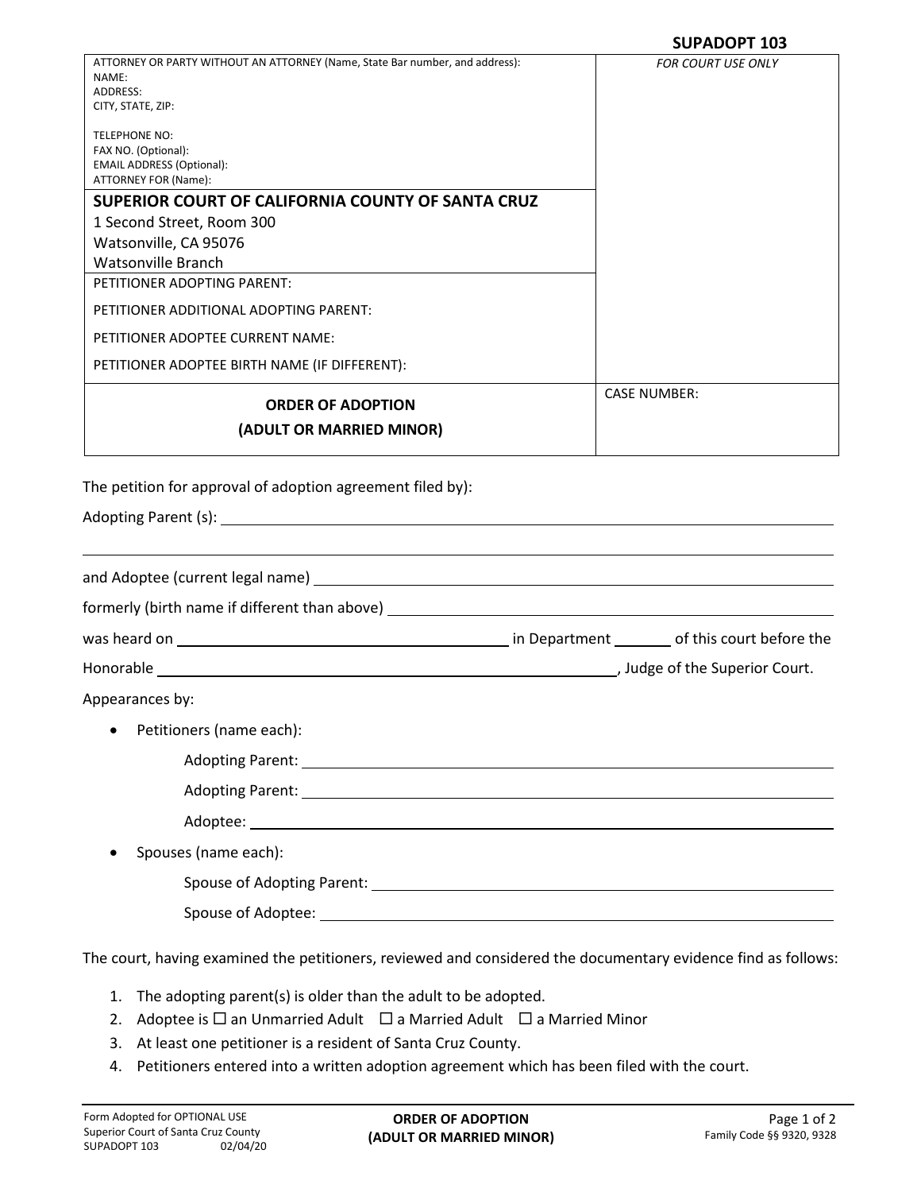**SUPADOPT 103**

| ATTORNEY OR PARTY WITHOUT AN ATTORNEY (Name, State Bar number, and address):<br>NAME:<br>ADDRESS:<br>CITY, STATE, ZIP:<br><br>TELEPHONE NO:<br>FAX NO. (Optional):<br>EMAIL ADDRESS (Optional):<br>ATTORNEY FOR (Name): | *FOR COURT USE ONLY* |
|---|---|
| **SUPERIOR COURT OF CALIFORNIA COUNTY OF SANTA CRUZ**<br>1 Second Street, Room 300<br>Watsonville, CA 95076<br>Watsonville Branch | |
| PETITIONER ADOPTING PARENT:<br><br>PETITIONER ADDITIONAL ADOPTING PARENT:<br><br>PETITIONER ADOPTEE CURRENT NAME:<br><br>PETITIONER ADOPTEE BIRTH NAME (IF DIFFERENT): | |
| **ORDER OF ADOPTION**<br>**(ADULT OR MARRIED MINOR)** | CASE NUMBER: |

The petition for approval of adoption agreement filed by):

Adopting Parent (s): ______________________________________________

______________________________________________

and Adoptee (current legal name) ______________________________________________

formerly (birth name if different than above) ______________________________________________

was heard on ______________________ in Department _______ of this court before the

Honorable ______________________________________________, Judge of the Superior Court.

Appearances by:

- Petitioners (name each):
  - Adopting Parent: ______________________________________________
  - Adopting Parent: ______________________________________________
  - Adoptee: ______________________________________________
- Spouses (name each):
  - Spouse of Adopting Parent: ______________________________________________
  - Spouse of Adoptee: ______________________________________________

The court, having examined the petitioners, reviewed and considered the documentary evidence find as follows:

1. The adopting parent(s) is older than the adult to be adopted.
2. Adoptee is ☐ an Unmarried Adult ☐ a Married Adult ☐ a Married Minor
3. At least one petitioner is a resident of Santa Cruz County.
4. Petitioners entered into a written adoption agreement which has been filed with the court.

Form Adopted for OPTIONAL USE
Superior Court of Santa Cruz County
SUPADOPT 103 02/04/20

**ORDER OF ADOPTION**
**(ADULT OR MARRIED MINOR)**

Family Code §§ 9320, 9328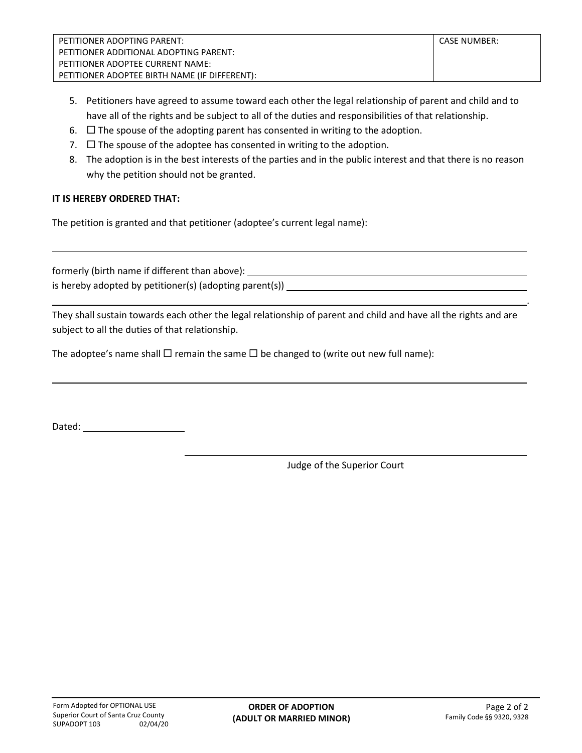| PETITIONER ADOPTING PARENT:<br>PETITIONER ADDITIONAL ADOPTING PARENT:<br>PETITIONER ADOPTEE CURRENT NAME:<br>PETITIONER ADOPTEE BIRTH NAME (IF DIFFERENT): | CASE NUMBER: |
|---|---|

5. Petitioners have agreed to assume toward each other the legal relationship of parent and child and to have all of the rights and be subject to all of the duties and responsibilities of that relationship.
6. ☐ The spouse of the adopting parent has consented in writing to the adoption.
7. ☐ The spouse of the adoptee has consented in writing to the adoption.
8. The adoption is in the best interests of the parties and in the public interest and that there is no reason why the petition should not be granted.

**IT IS HEREBY ORDERED THAT:**

The petition is granted and that petitioner (adoptee's current legal name):

______________________________________________________________________

formerly (birth name if different than above): ______________________________

is hereby adopted by petitioner(s) (adopting parent(s)) ______________________________

______________________________________________________________________.

They shall sustain towards each other the legal relationship of parent and child and have all the rights and are subject to all the duties of that relationship.

The adoptee's name shall ☐ remain the same ☐ be changed to (write out new full name):

______________________________________________________________________

Dated: ____________________

______________________________________
Judge of the Superior Court

Form Adopted for OPTIONAL USE
Superior Court of Santa Cruz County
SUPADOPT 103 02/04/20

**ORDER OF ADOPTION**
**(ADULT OR MARRIED MINOR)**

Family Code §§ 9320, 9328